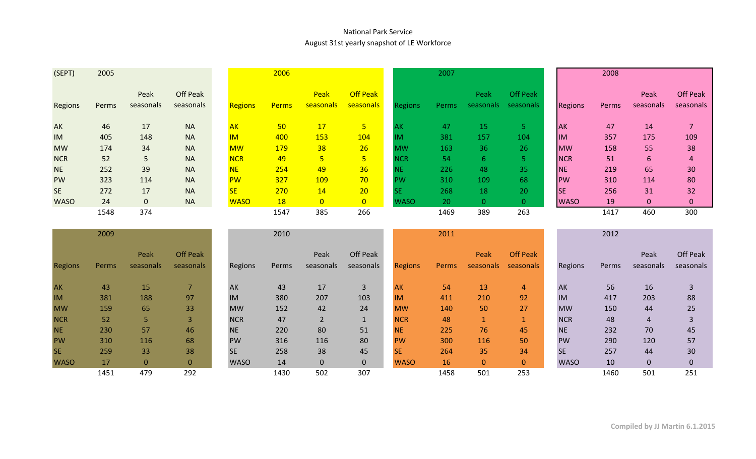National Park Service

August 31st yearly snapshot of LE Workforce

| (SEPT) | 2005 | | |
|---|---|---|---|
| Regions | Perms | Peak seasonals | Off Peak seasonals |
| AK | 46 | 17 | NA |
| IM | 405 | 148 | NA |
| MW | 174 | 34 | NA |
| NCR | 52 | 5 | NA |
| NE | 252 | 39 | NA |
| PW | 323 | 114 | NA |
| SE | 272 | 17 | NA |
| WASO | 24 | 0 | NA |
| | 1548 | 374 | |

| | 2006 | | |
|---|---|---|---|
| Regions | Perms | Peak seasonals | Off Peak seasonals |
| AK | 50 | 17 | 5 |
| IM | 400 | 153 | 104 |
| MW | 179 | 38 | 26 |
| NCR | 49 | 5 | 5 |
| NE | 254 | 49 | 36 |
| PW | 327 | 109 | 70 |
| SE | 270 | 14 | 20 |
| WASO | 18 | 0 | 0 |
| | 1547 | 385 | 266 |

| | 2007 | | |
|---|---|---|---|
| Regions | Perms | Peak seasonals | Off Peak seasonals |
| AK | 47 | 15 | 5 |
| IM | 381 | 157 | 104 |
| MW | 163 | 36 | 26 |
| NCR | 54 | 6 | 5 |
| NE | 226 | 48 | 35 |
| PW | 310 | 109 | 68 |
| SE | 268 | 18 | 20 |
| WASO | 20 | 0 | 0 |
| | 1469 | 389 | 263 |

| | 2008 | | |
|---|---|---|---|
| Regions | Perms | Peak seasonals | Off Peak seasonals |
| AK | 47 | 14 | 7 |
| IM | 357 | 175 | 109 |
| MW | 158 | 55 | 38 |
| NCR | 51 | 6 | 4 |
| NE | 219 | 65 | 30 |
| PW | 310 | 114 | 80 |
| SE | 256 | 31 | 32 |
| WASO | 19 | 0 | 0 |
| | 1417 | 460 | 300 |

| | 2009 | | |
|---|---|---|---|
| Regions | Perms | Peak seasonals | Off Peak seasonals |
| AK | 43 | 15 | 7 |
| IM | 381 | 188 | 97 |
| MW | 159 | 65 | 33 |
| NCR | 52 | 5 | 3 |
| NE | 230 | 57 | 46 |
| PW | 310 | 116 | 68 |
| SE | 259 | 33 | 38 |
| WASO | 17 | 0 | 0 |
| | 1451 | 479 | 292 |

| | 2010 | | |
|---|---|---|---|
| Regions | Perms | Peak seasonals | Off Peak seasonals |
| AK | 43 | 17 | 3 |
| IM | 380 | 207 | 103 |
| MW | 152 | 42 | 24 |
| NCR | 47 | 2 | 1 |
| NE | 220 | 80 | 51 |
| PW | 316 | 116 | 80 |
| SE | 258 | 38 | 45 |
| WASO | 14 | 0 | 0 |
| | 1430 | 502 | 307 |

| | 2011 | | |
|---|---|---|---|
| Regions | Perms | Peak seasonals | Off Peak seasonals |
| AK | 54 | 13 | 4 |
| IM | 411 | 210 | 92 |
| MW | 140 | 50 | 27 |
| NCR | 48 | 1 | 1 |
| NE | 225 | 76 | 45 |
| PW | 300 | 116 | 50 |
| SE | 264 | 35 | 34 |
| WASO | 16 | 0 | 0 |
| | 1458 | 501 | 253 |

| | 2012 | | |
|---|---|---|---|
| Regions | Perms | Peak seasonals | Off Peak seasonals |
| AK | 56 | 16 | 3 |
| IM | 417 | 203 | 88 |
| MW | 150 | 44 | 25 |
| NCR | 48 | 4 | 3 |
| NE | 232 | 70 | 45 |
| PW | 290 | 120 | 57 |
| SE | 257 | 44 | 30 |
| WASO | 10 | 0 | 0 |
| | 1460 | 501 | 251 |

**Compiled by JJ Martin 6.1.2015**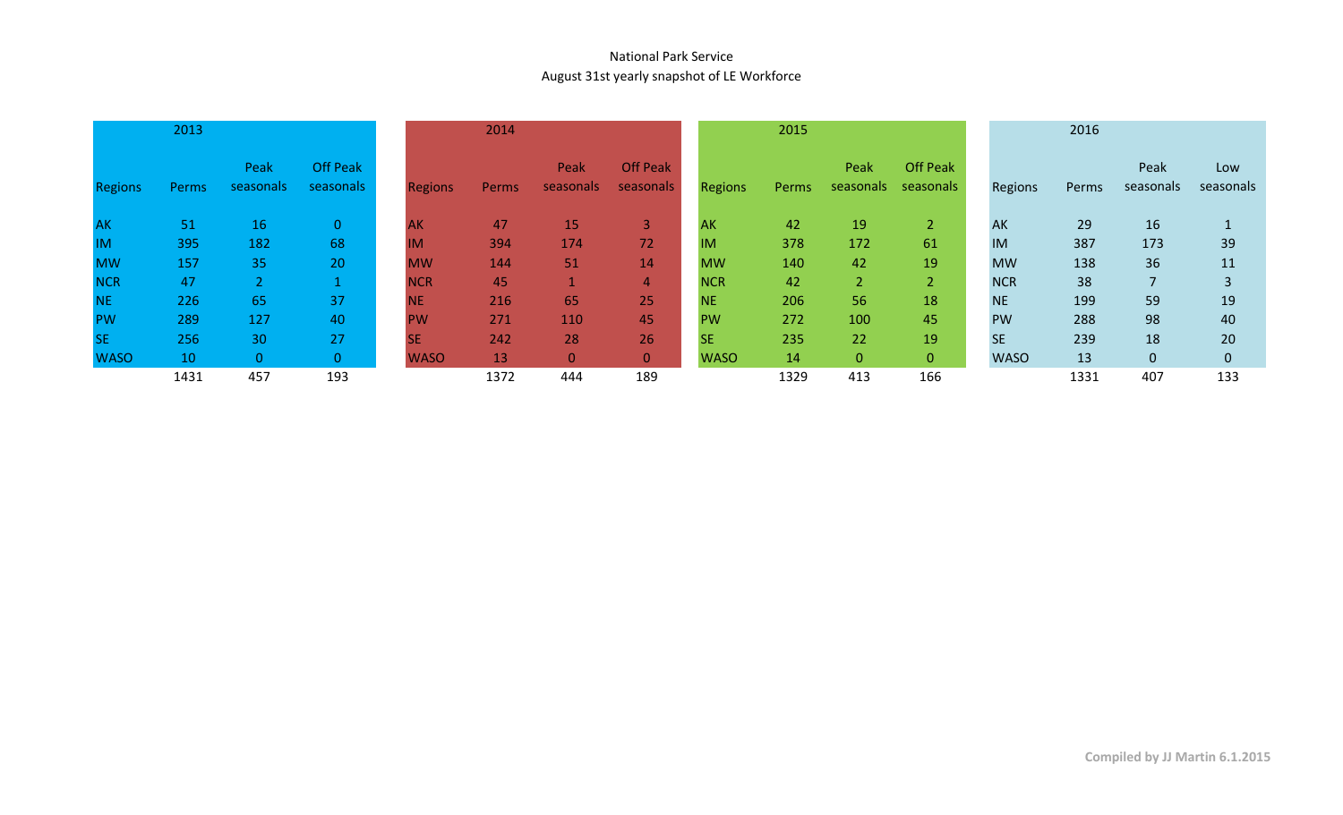National Park Service

August 31st yearly snapshot of LE Workforce

| 2013 | | | |
|---|---|---|---|
| Regions | Perms | Peak seasonals | Off Peak seasonals |
| AK | 51 | 16 | 0 |
| IM | 395 | 182 | 68 |
| MW | 157 | 35 | 20 |
| NCR | 47 | 2 | 1 |
| NE | 226 | 65 | 37 |
| PW | 289 | 127 | 40 |
| SE | 256 | 30 | 27 |
| WASO | 10 | 0 | 0 |
| | 1431 | 457 | 193 |

| 2014 | | | |
|---|---|---|---|
| Regions | Perms | Peak seasonals | Off Peak seasonals |
| AK | 47 | 15 | 3 |
| IM | 394 | 174 | 72 |
| MW | 144 | 51 | 14 |
| NCR | 45 | 1 | 4 |
| NE | 216 | 65 | 25 |
| PW | 271 | 110 | 45 |
| SE | 242 | 28 | 26 |
| WASO | 13 | 0 | 0 |
| | 1372 | 444 | 189 |

| 2015 | | | |
|---|---|---|---|
| Regions | Perms | Peak seasonals | Off Peak seasonals |
| AK | 42 | 19 | 2 |
| IM | 378 | 172 | 61 |
| MW | 140 | 42 | 19 |
| NCR | 42 | 2 | 2 |
| NE | 206 | 56 | 18 |
| PW | 272 | 100 | 45 |
| SE | 235 | 22 | 19 |
| WASO | 14 | 0 | 0 |
| | 1329 | 413 | 166 |

| 2016 | | | |
|---|---|---|---|
| Regions | Perms | Peak seasonals | Low seasonals |
| AK | 29 | 16 | 1 |
| IM | 387 | 173 | 39 |
| MW | 138 | 36 | 11 |
| NCR | 38 | 7 | 3 |
| NE | 199 | 59 | 19 |
| PW | 288 | 98 | 40 |
| SE | 239 | 18 | 20 |
| WASO | 13 | 0 | 0 |
| | 1331 | 407 | 133 |

**Compiled by JJ Martin 6.1.2015**